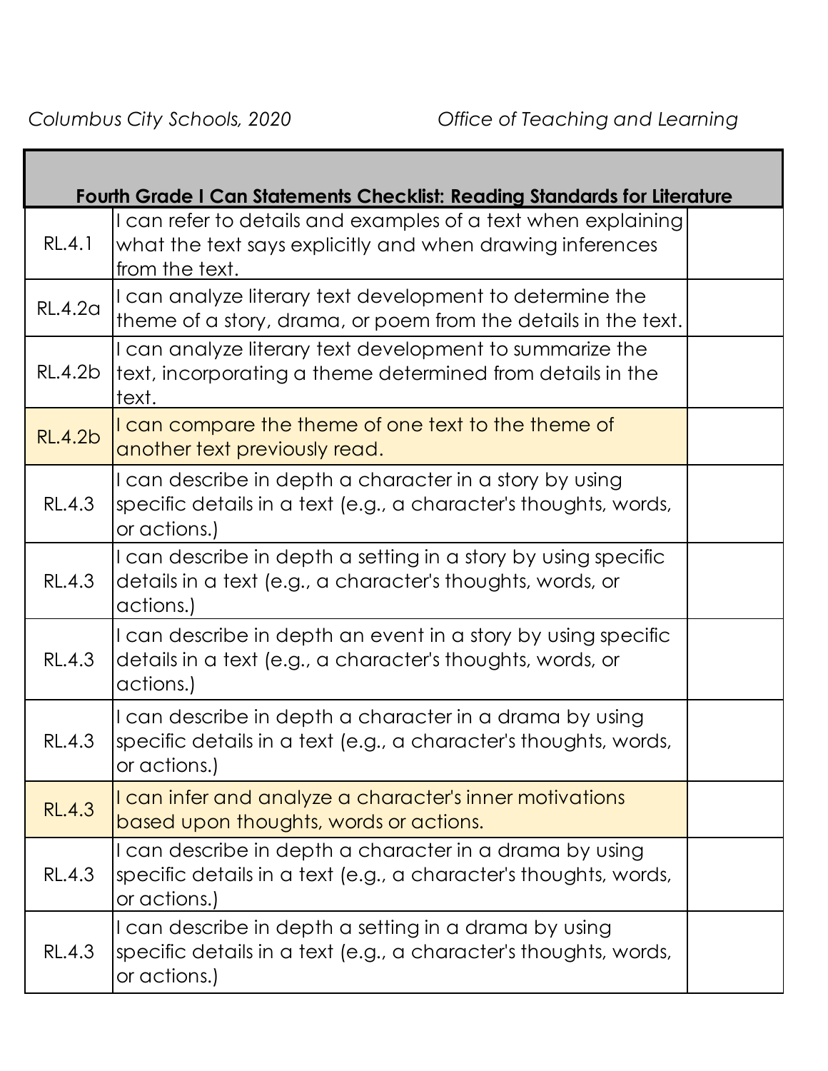*Columbus City Schools, 2020* *Office of Teaching and Learning*

| Fourth Grade I Can Statements Checklist: Reading Standards for Literature | | |
|---|---|---|
| RL.4.1 | I can refer to details and examples of a text when explaining what the text says explicitly and when drawing inferences from the text. | |
| RL.4.2a | I can analyze literary text development to determine the theme of a story, drama, or poem from the details in the text. | |
| RL.4.2b | I can analyze literary text development to summarize the text, incorporating a theme determined from details in the text. | |
| RL.4.2b | I can compare the theme of one text to the theme of another text previously read. | |
| RL.4.3 | I can describe in depth a character in a story by using specific details in a text (e.g., a character's thoughts, words, or actions.) | |
| RL.4.3 | I can describe in depth a setting in a story by using specific details in a text (e.g., a character's thoughts, words, or actions.) | |
| RL.4.3 | I can describe in depth an event in a story by using specific details in a text (e.g., a character's thoughts, words, or actions.) | |
| RL.4.3 | I can describe in depth a character in a drama by using specific details in a text (e.g., a character's thoughts, words, or actions.) | |
| RL.4.3 | I can infer and analyze a character's inner motivations based upon thoughts, words or actions. | |
| RL.4.3 | I can describe in depth a character in a drama by using specific details in a text (e.g., a character's thoughts, words, or actions.) | |
| RL.4.3 | I can describe in depth a setting in a drama by using specific details in a text (e.g., a character's thoughts, words, or actions.) | |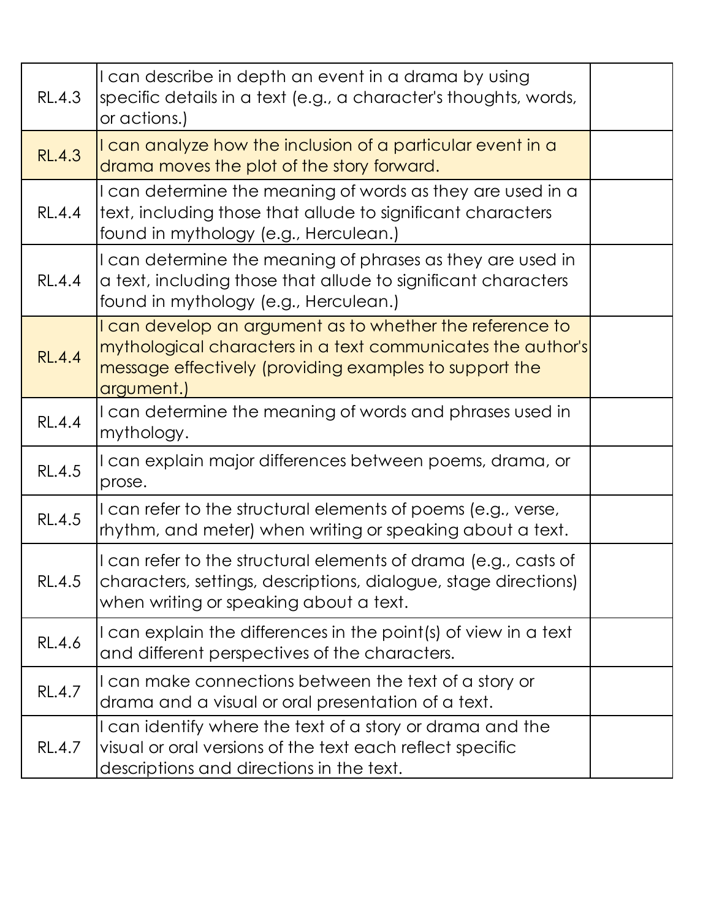| | | |
|---|---|---|
| RL.4.3 | I can describe in depth an event in a drama by using specific details in a text (e.g., a character's thoughts, words, or actions.) | |
| RL.4.3 | I can analyze how the inclusion of a particular event in a drama moves the plot of the story forward. | |
| RL.4.4 | I can determine the meaning of words as they are used in a text, including those that allude to significant characters found in mythology (e.g., Herculean.) | |
| RL.4.4 | I can determine the meaning of phrases as they are used in a text, including those that allude to significant characters found in mythology (e.g., Herculean.) | |
| RL.4.4 | I can develop an argument as to whether the reference to mythological characters in a text communicates the author's message effectively (providing examples to support the argument.) | |
| RL.4.4 | I can determine the meaning of words and phrases used in mythology. | |
| RL.4.5 | I can explain major differences between poems, drama, or prose. | |
| RL.4.5 | I can refer to the structural elements of poems (e.g., verse, rhythm, and meter) when writing or speaking about a text. | |
| RL.4.5 | I can refer to the structural elements of drama (e.g., casts of characters, settings, descriptions, dialogue, stage directions) when writing or speaking about a text. | |
| RL.4.6 | I can explain the differences in the point(s) of view in a text and different perspectives of the characters. | |
| RL.4.7 | I can make connections between the text of a story or drama and a visual or oral presentation of a text. | |
| RL.4.7 | I can identify where the text of a story or drama and the visual or oral versions of the text each reflect specific descriptions and directions in the text. | |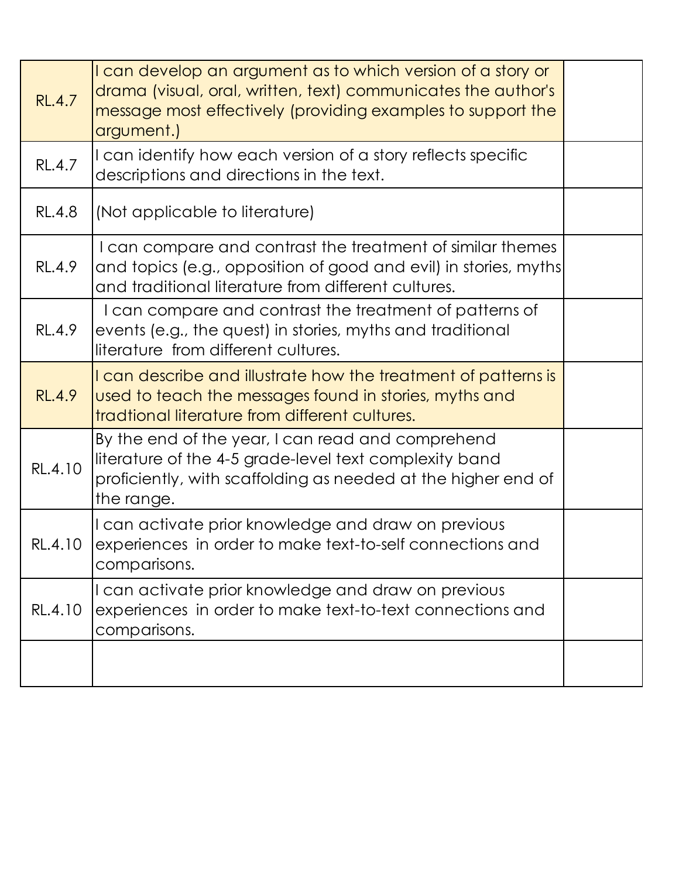| | | |
|---|---|---|
| RL.4.7 | I can develop an argument as to which version of a story or drama (visual, oral, written, text) communicates the author's message most effectively (providing examples to support the argument.) | |
| RL.4.7 | I can identify how each version of a story reflects specific descriptions and directions in the text. | |
| RL.4.8 | (Not applicable to literature) | |
| RL.4.9 | I can compare and contrast the treatment of similar themes and topics (e.g., opposition of good and evil) in stories, myths and traditional literature from different cultures. | |
| RL.4.9 | I can compare and contrast the treatment of patterns of events (e.g., the quest) in stories, myths and traditional literature from different cultures. | |
| RL.4.9 | I can describe and illustrate how the treatment of patterns is used to teach the messages found in stories, myths and tradtional literature from different cultures. | |
| RL.4.10 | By the end of the year, I can read and comprehend literature of the 4-5 grade-level text complexity band proficiently, with scaffolding as needed at the higher end of the range. | |
| RL.4.10 | I can activate prior knowledge and draw on previous experiences in order to make text-to-self connections and comparisons. | |
| RL.4.10 | I can activate prior knowledge and draw on previous experiences in order to make text-to-text connections and comparisons. | |
| | | |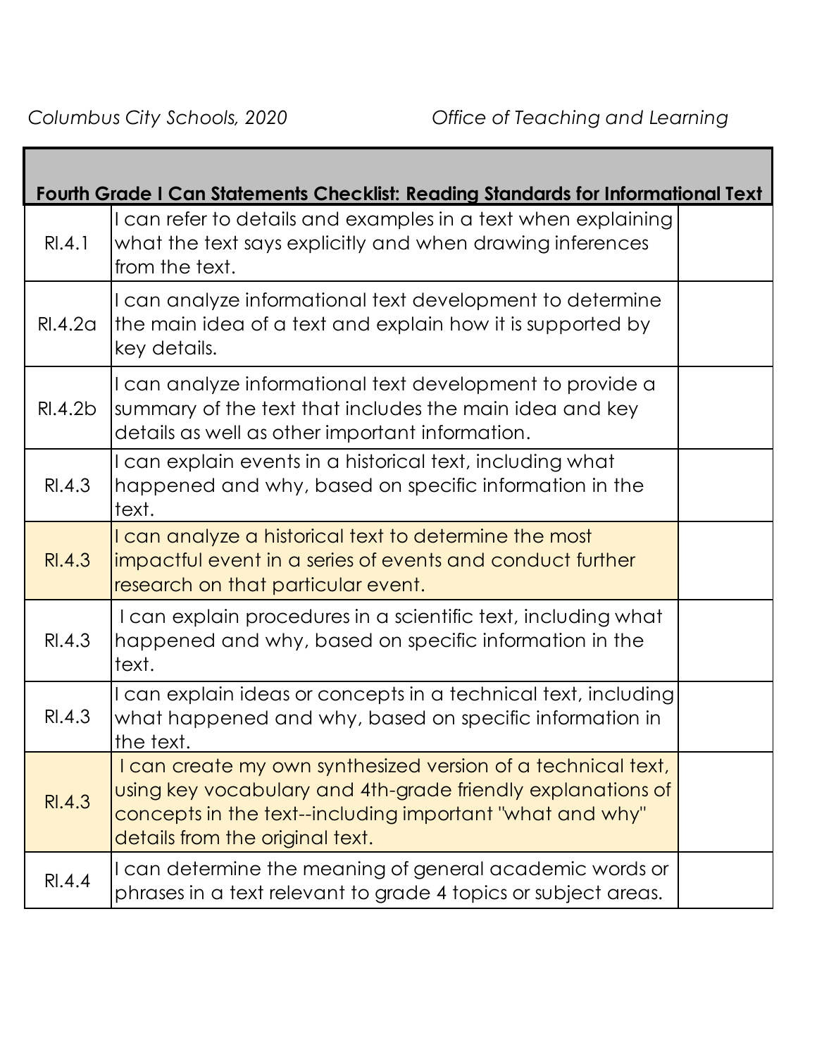| Fourth Grade I Can Statements Checklist: Reading Standards for Informational Text | | |
|---|---|---|
| RI.4.1 | I can refer to details and examples in a text when explaining what the text says explicitly and when drawing inferences from the text. | |
| RI.4.2a | I can analyze informational text development to determine the main idea of a text and explain how it is supported by key details. | |
| RI.4.2b | I can analyze informational text development to provide a summary of the text that includes the main idea and key details as well as other important information. | |
| RI.4.3 | I can explain events in a historical text, including what happened and why, based on specific information in the text. | |
| RI.4.3 | I can analyze a historical text to determine the most impactful event in a series of events and conduct further research on that particular event. | |
| RI.4.3 | I can explain procedures in a scientific text, including what happened and why, based on specific information in the text. | |
| RI.4.3 | I can explain ideas or concepts in a technical text, including what happened and why, based on specific information in the text. | |
| RI.4.3 | I can create my own synthesized version of a technical text, using key vocabulary and 4th-grade friendly explanations of concepts in the text--including important "what and why" details from the original text. | |
| RI.4.4 | I can determine the meaning of general academic words or phrases in a text relevant to grade 4 topics or subject areas. | |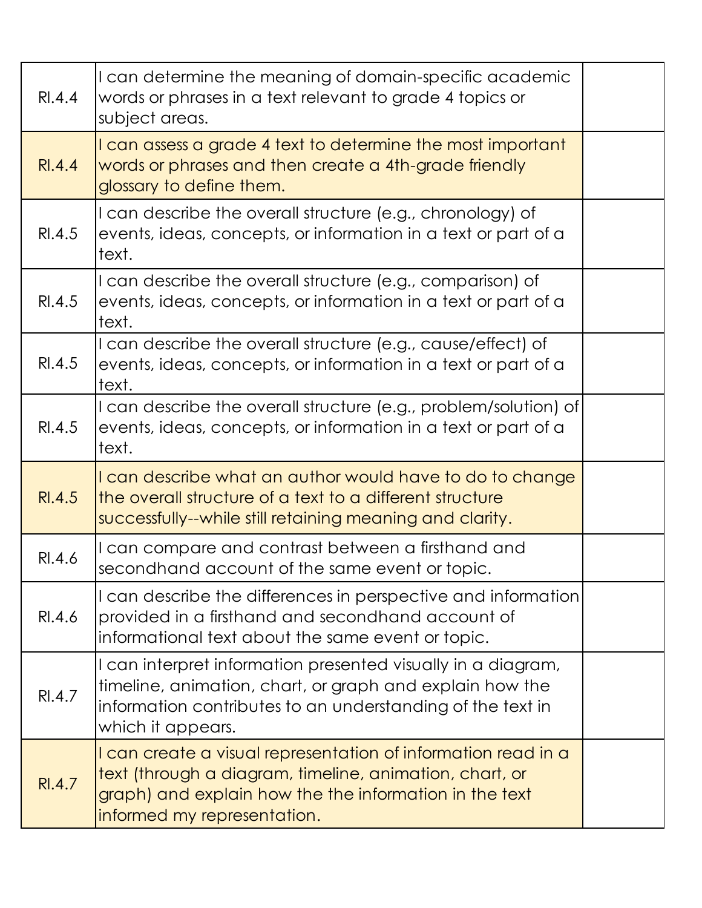| | | |
|---|---|---|
| RI.4.4 | I can determine the meaning of domain-specific academic words or phrases in a text relevant to grade 4 topics or subject areas. | |
| RI.4.4 | I can assess a grade 4 text to determine the most important words or phrases and then create a 4th-grade friendly glossary to define them. | |
| RI.4.5 | I can describe the overall structure (e.g., chronology) of events, ideas, concepts, or information in a text or part of a text. | |
| RI.4.5 | I can describe the overall structure (e.g., comparison) of events, ideas, concepts, or information in a text or part of a text. | |
| RI.4.5 | I can describe the overall structure (e.g., cause/effect) of events, ideas, concepts, or information in a text or part of a text. | |
| RI.4.5 | I can describe the overall structure (e.g., problem/solution) of events, ideas, concepts, or information in a text or part of a text. | |
| RI.4.5 | I can describe what an author would have to do to change the overall structure of a text to a different structure successfully--while still retaining meaning and clarity. | |
| RI.4.6 | I can compare and contrast between a firsthand and secondhand account of the same event or topic. | |
| RI.4.6 | I can describe the differences in perspective and information provided in a firsthand and secondhand account of informational text about the same event or topic. | |
| RI.4.7 | I can interpret information presented visually in a diagram, timeline, animation, chart, or graph and explain how the information contributes to an understanding of the text in which it appears. | |
| RI.4.7 | I can create a visual representation of information read in a text (through a diagram, timeline, animation, chart, or graph) and explain how the the information in the text informed my representation. | |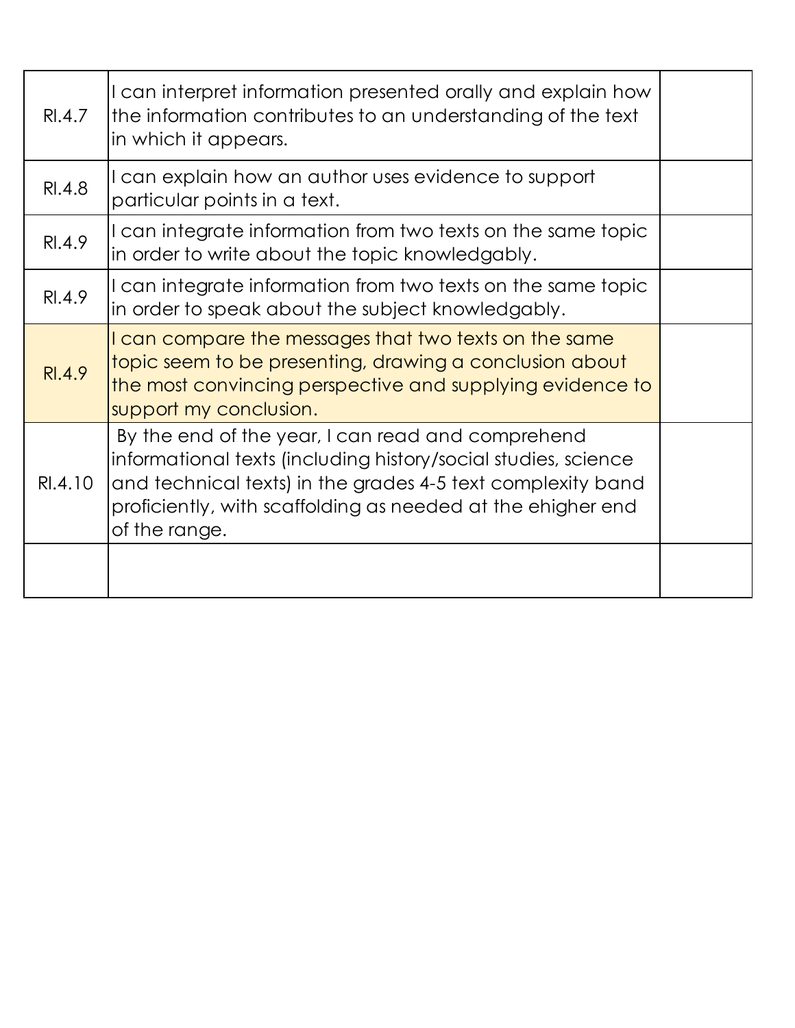| | | |
|---|---|---|
| RI.4.7 | I can interpret information presented orally and explain how the information contributes to an understanding of the text in which it appears. | |
| RI.4.8 | I can explain how an author uses evidence to support particular points in a text. | |
| RI.4.9 | I can integrate information from two texts on the same topic in order to write about the topic knowledgably. | |
| RI.4.9 | I can integrate information from two texts on the same topic in order to speak about the subject knowledgably. | |
| RI.4.9 | I can compare the messages that two texts on the same topic seem to be presenting, drawing a conclusion about the most convincing perspective and supplying evidence to support my conclusion. | |
| RI.4.10 | By the end of the year, I can read and comprehend informational texts (including history/social studies, science and technical texts) in the grades 4-5 text complexity band proficiently, with scaffolding as needed at the ehigher end of the range. | |
| | | |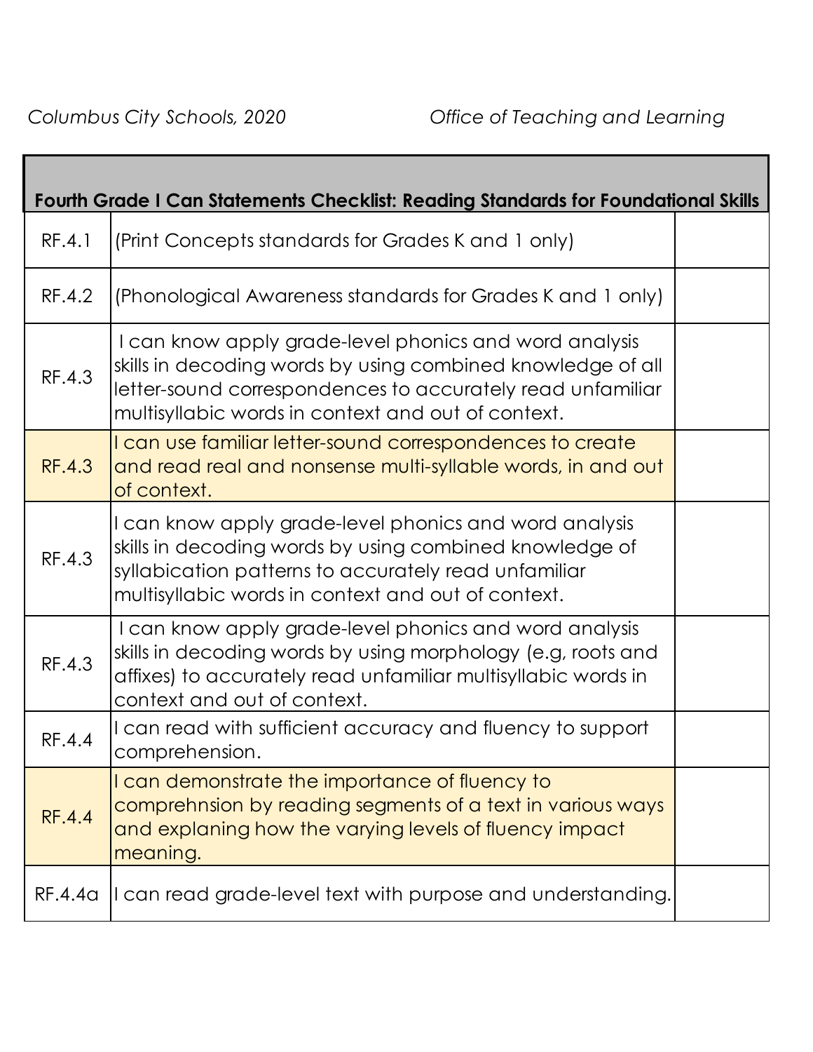| Fourth Grade I Can Statements Checklist: Reading Standards for Foundational Skills | | |
|---|---|---|
| RF.4.1 | (Print Concepts standards for Grades K and 1 only) | |
| RF.4.2 | (Phonological Awareness standards for Grades K and 1 only) | |
| RF.4.3 | I can know apply grade-level phonics and word analysis skills in decoding words by using combined knowledge of all letter-sound correspondences to accurately read unfamiliar multisyllabic words in context and out of context. | |
| RF.4.3 | I can use familiar letter-sound correspondences to create and read real and nonsense multi-syllable words, in and out of context. | |
| RF.4.3 | I can know apply grade-level phonics and word analysis skills in decoding words by using combined knowledge of syllabication patterns to accurately read unfamiliar multisyllabic words in context and out of context. | |
| RF.4.3 | I can know apply grade-level phonics and word analysis skills in decoding words by using morphology (e.g, roots and affixes) to accurately read unfamiliar multisyllabic words in context and out of context. | |
| RF.4.4 | I can read with sufficient accuracy and fluency to support comprehension. | |
| RF.4.4 | I can demonstrate the importance of fluency to comprehnsion by reading segments of a text in various ways and explaning how the varying levels of fluency impact meaning. | |
| RF.4.4a | I can read grade-level text with purpose and understanding. | |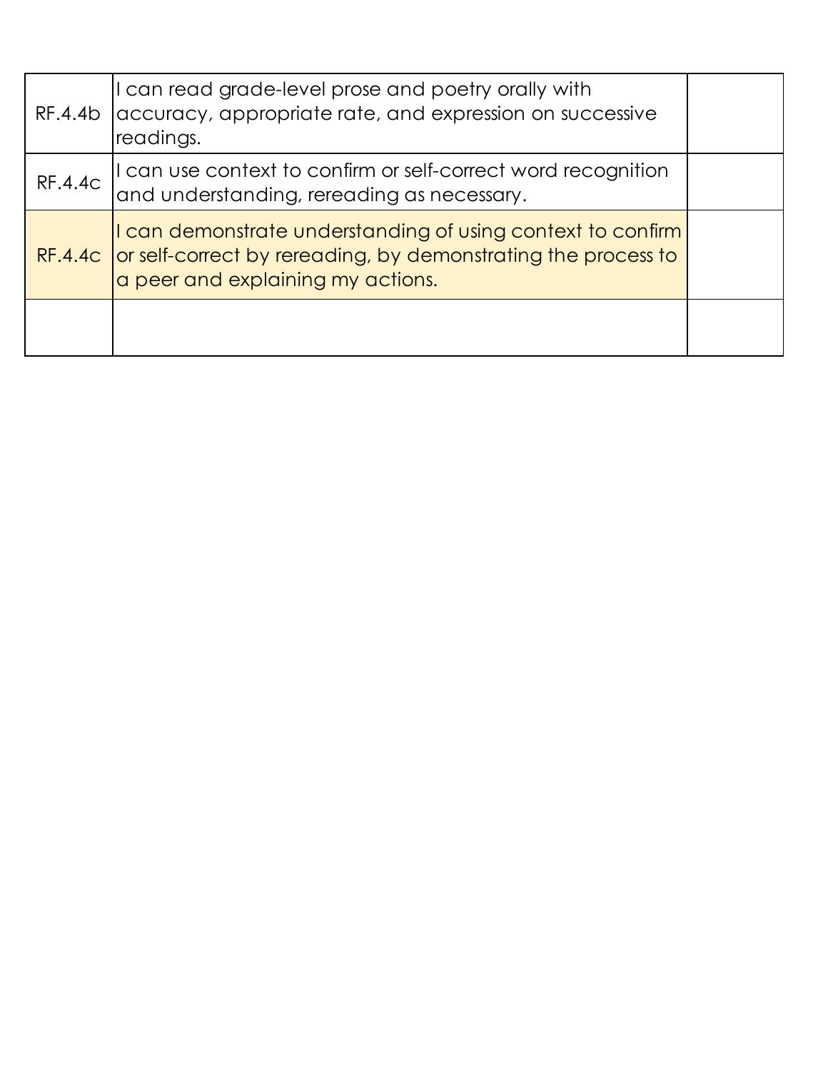| | | |
|---|---|---|
| RF.4.4b | I can read grade-level prose and poetry orally with accuracy, appropriate rate, and expression on successive readings. | |
| RF.4.4c | I can use context to confirm or self-correct word recognition and understanding, rereading as necessary. | |
| RF.4.4c | I can demonstrate understanding of using context to confirm or self-correct by rereading, by demonstrating the process to a peer and explaining my actions. | |
| | | |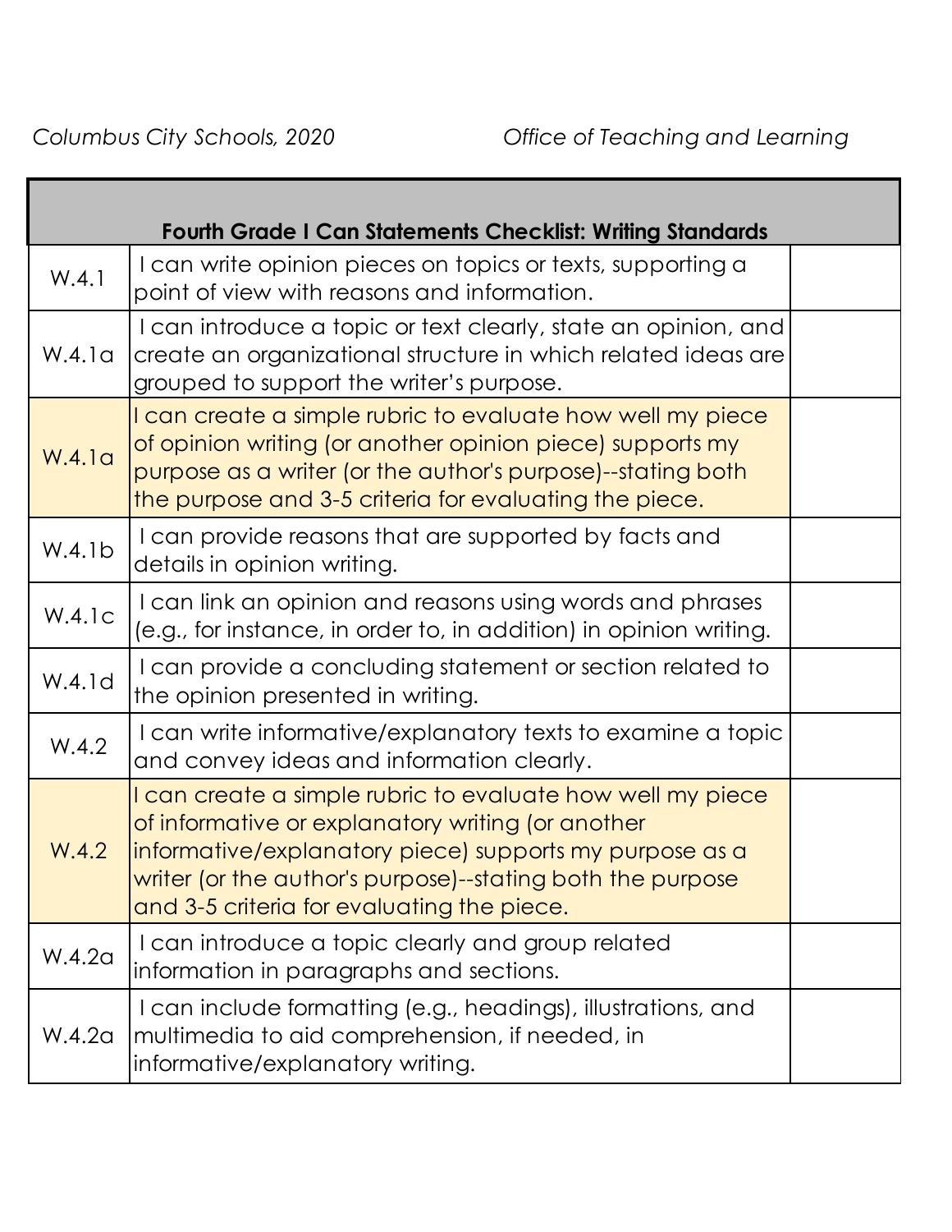| Fourth Grade I Can Statements Checklist: Writing Standards | | |
|---|---|---|
| W.4.1 | I can write opinion pieces on topics or texts, supporting a point of view with reasons and information. | |
| W.4.1a | I can introduce a topic or text clearly, state an opinion, and create an organizational structure in which related ideas are grouped to support the writer's purpose. | |
| W.4.1a | I can create a simple rubric to evaluate how well my piece of opinion writing (or another opinion piece) supports my purpose as a writer (or the author's purpose)--stating both the purpose and 3-5 criteria for evaluating the piece. | |
| W.4.1b | I can provide reasons that are supported by facts and details in opinion writing. | |
| W.4.1c | I can link an opinion and reasons using words and phrases (e.g., for instance, in order to, in addition) in opinion writing. | |
| W.4.1d | I can provide a concluding statement or section related to the opinion presented in writing. | |
| W.4.2 | I can write informative/explanatory texts to examine a topic and convey ideas and information clearly. | |
| W.4.2 | I can create a simple rubric to evaluate how well my piece of informative or explanatory writing (or another informative/explanatory piece) supports my purpose as a writer (or the author's purpose)--stating both the purpose and 3-5 criteria for evaluating the piece. | |
| W.4.2a | I can introduce a topic clearly and group related information in paragraphs and sections. | |
| W.4.2a | I can include formatting (e.g., headings), illustrations, and multimedia to aid comprehension, if needed, in informative/explanatory writing. | |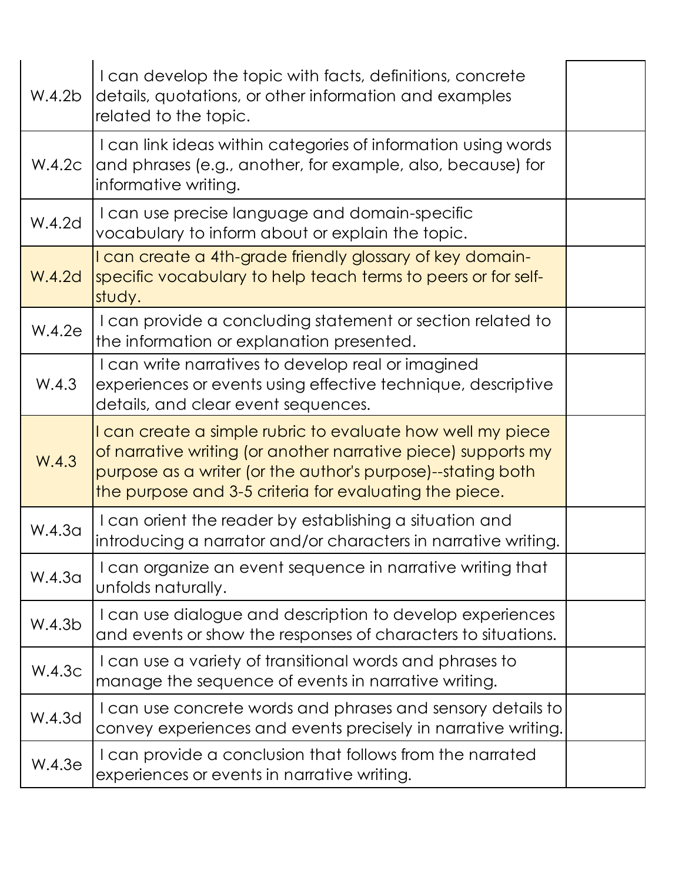| | | |
|---|---|---|
| W.4.2b | I can develop the topic with facts, definitions, concrete details, quotations, or other information and examples related to the topic. | |
| W.4.2c | I can link ideas within categories of information using words and phrases (e.g., another, for example, also, because) for informative writing. | |
| W.4.2d | I can use precise language and domain-specific vocabulary to inform about or explain the topic. | |
| W.4.2d | I can create a 4th-grade friendly glossary of key domain-specific vocabulary to help teach terms to peers or for self-study. | |
| W.4.2e | I can provide a concluding statement or section related to the information or explanation presented. | |
| W.4.3 | I can write narratives to develop real or imagined experiences or events using effective technique, descriptive details, and clear event sequences. | |
| W.4.3 | I can create a simple rubric to evaluate how well my piece of narrative writing (or another narrative piece) supports my purpose as a writer (or the author's purpose)--stating both the purpose and 3-5 criteria for evaluating the piece. | |
| W.4.3a | I can orient the reader by establishing a situation and introducing a narrator and/or characters in narrative writing. | |
| W.4.3a | I can organize an event sequence in narrative writing that unfolds naturally. | |
| W.4.3b | I can use dialogue and description to develop experiences and events or show the responses of characters to situations. | |
| W.4.3c | I can use a variety of transitional words and phrases to manage the sequence of events in narrative writing. | |
| W.4.3d | I can use concrete words and phrases and sensory details to convey experiences and events precisely in narrative writing. | |
| W.4.3e | I can provide a conclusion that follows from the narrated experiences or events in narrative writing. | |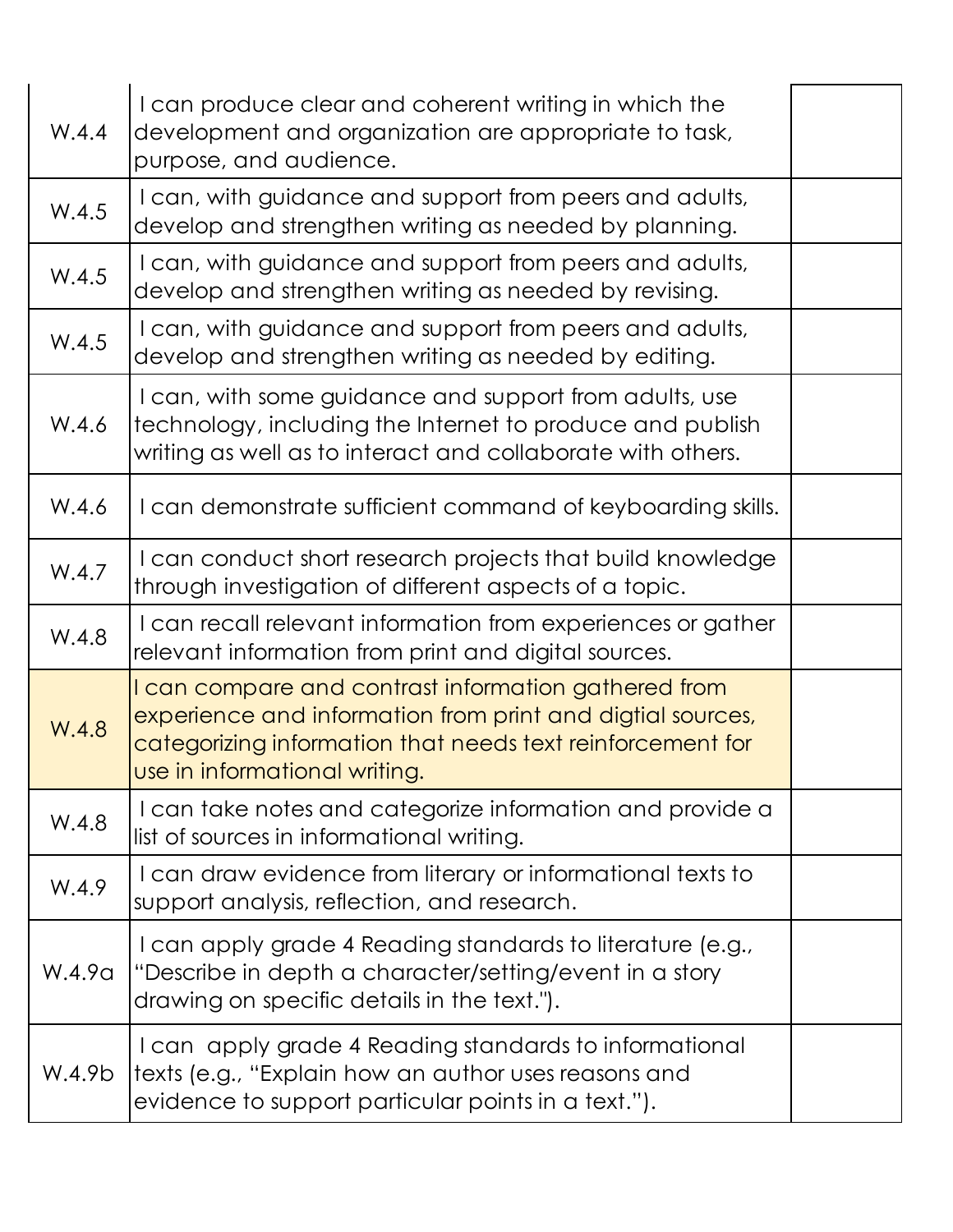| | | |
|---|---|---|
| W.4.4 | I can produce clear and coherent writing in which the development and organization are appropriate to task, purpose, and audience. | |
| W.4.5 | I can, with guidance and support from peers and adults, develop and strengthen writing as needed by planning. | |
| W.4.5 | I can, with guidance and support from peers and adults, develop and strengthen writing as needed by revising. | |
| W.4.5 | I can, with guidance and support from peers and adults, develop and strengthen writing as needed by editing. | |
| W.4.6 | I can, with some guidance and support from adults, use technology, including the Internet to produce and publish writing as well as to interact and collaborate with others. | |
| W.4.6 | I can demonstrate sufficient command of keyboarding skills. | |
| W.4.7 | I can conduct short research projects that build knowledge through investigation of different aspects of a topic. | |
| W.4.8 | I can recall relevant information from experiences or gather relevant information from print and digital sources. | |
| W.4.8 | I can compare and contrast information gathered from experience and information from print and digtial sources, categorizing information that needs text reinforcement for use in informational writing. | |
| W.4.8 | I can take notes and categorize information and provide a list of sources in informational writing. | |
| W.4.9 | I can draw evidence from literary or informational texts to support analysis, reflection, and research. | |
| W.4.9a | I can apply grade 4 Reading standards to literature (e.g., "Describe in depth a character/setting/event in a story drawing on specific details in the text."). | |
| W.4.9b | I can apply grade 4 Reading standards to informational texts (e.g., "Explain how an author uses reasons and evidence to support particular points in a text."). | |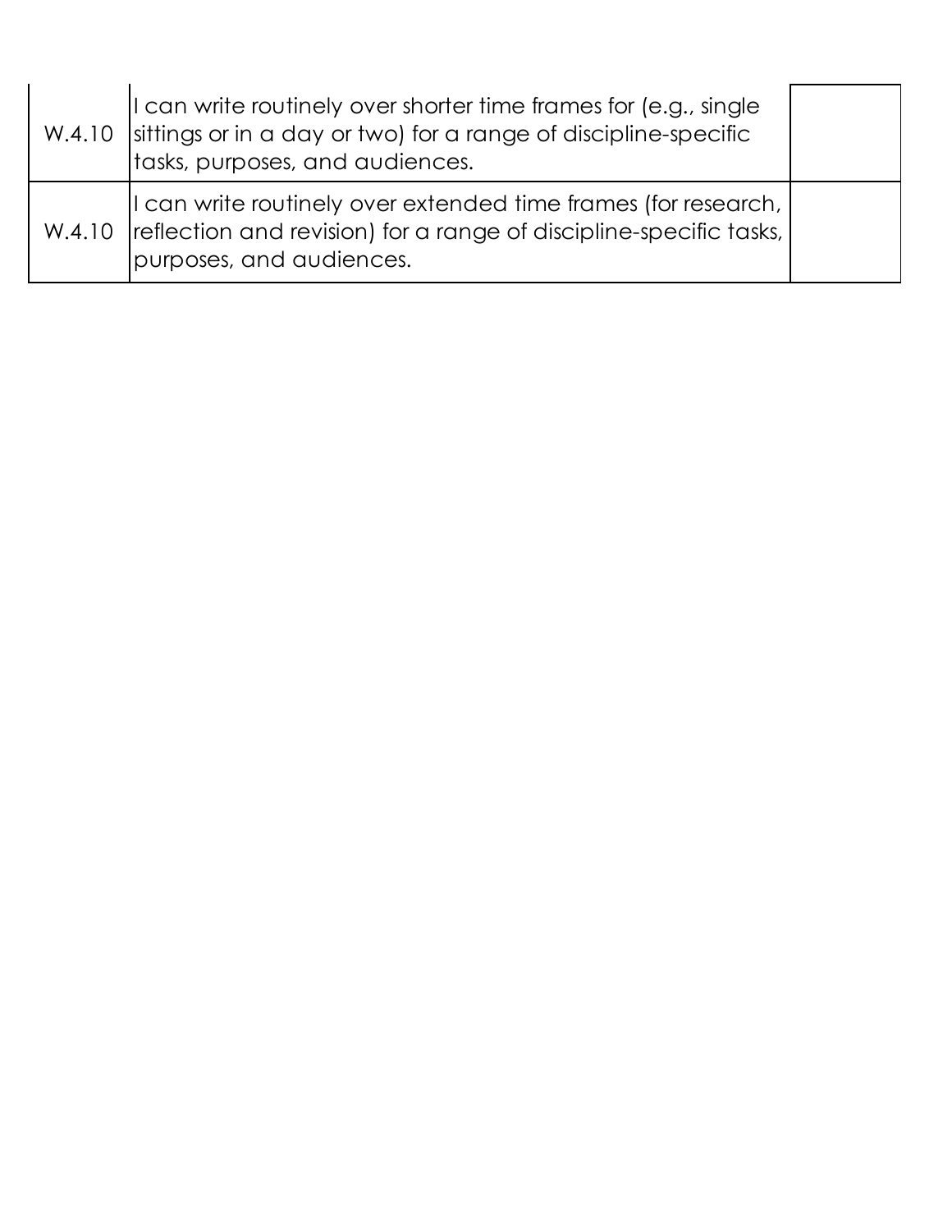| | | |
|---|---|---|
| W.4.10 | I can write routinely over shorter time frames for (e.g., single sittings or in a day or two) for a range of discipline-specific tasks, purposes, and audiences. | |
| W.4.10 | I can write routinely over extended time frames (for research, reflection and revision) for a range of discipline-specific tasks, purposes, and audiences. | |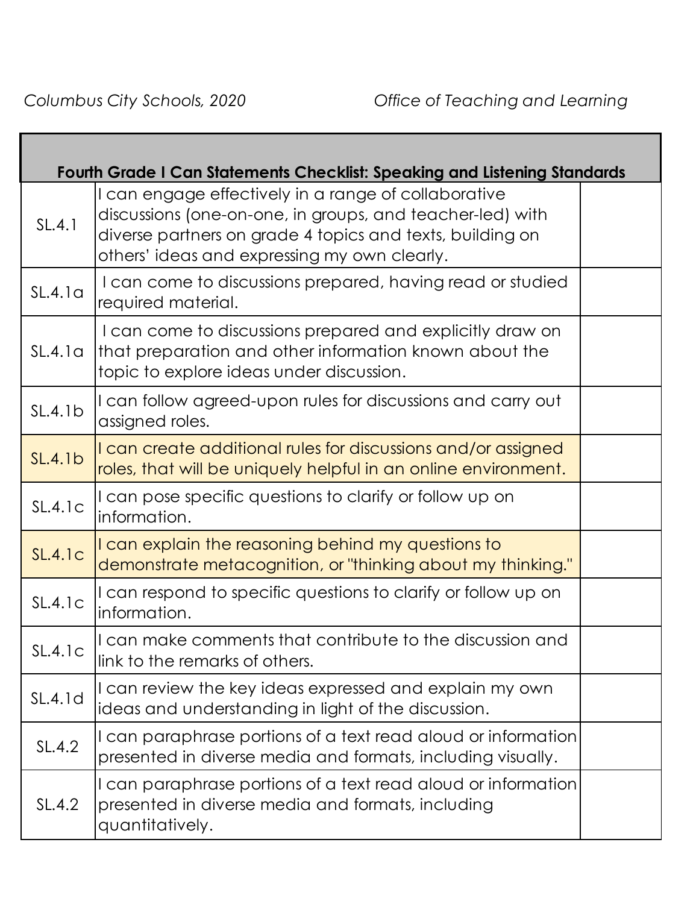*Columbus City Schools, 2020* *Office of Teaching and Learning*

| Fourth Grade I Can Statements Checklist: Speaking and Listening Standards | | |
|---|---|---|
| SL.4.1 | I can engage effectively in a range of collaborative discussions (one-on-one, in groups, and teacher-led) with diverse partners on grade 4 topics and texts, building on others' ideas and expressing my own clearly. | |
| SL.4.1a | I can come to discussions prepared, having read or studied required material. | |
| SL.4.1a | I can come to discussions prepared and explicitly draw on that preparation and other information known about the topic to explore ideas under discussion. | |
| SL.4.1b | I can follow agreed-upon rules for discussions and carry out assigned roles. | |
| SL.4.1b | I can create additional rules for discussions and/or assigned roles, that will be uniquely helpful in an online environment. | |
| SL.4.1c | I can pose specific questions to clarify or follow up on information. | |
| SL.4.1c | I can explain the reasoning behind my questions to demonstrate metacognition, or "thinking about my thinking." | |
| SL.4.1c | I can respond to specific questions to clarify or follow up on information. | |
| SL.4.1c | I can make comments that contribute to the discussion and link to the remarks of others. | |
| SL.4.1d | I can review the key ideas expressed and explain my own ideas and understanding in light of the discussion. | |
| SL.4.2 | I can paraphrase portions of a text read aloud or information presented in diverse media and formats, including visually. | |
| SL.4.2 | I can paraphrase portions of a text read aloud or information presented in diverse media and formats, including quantitatively. | |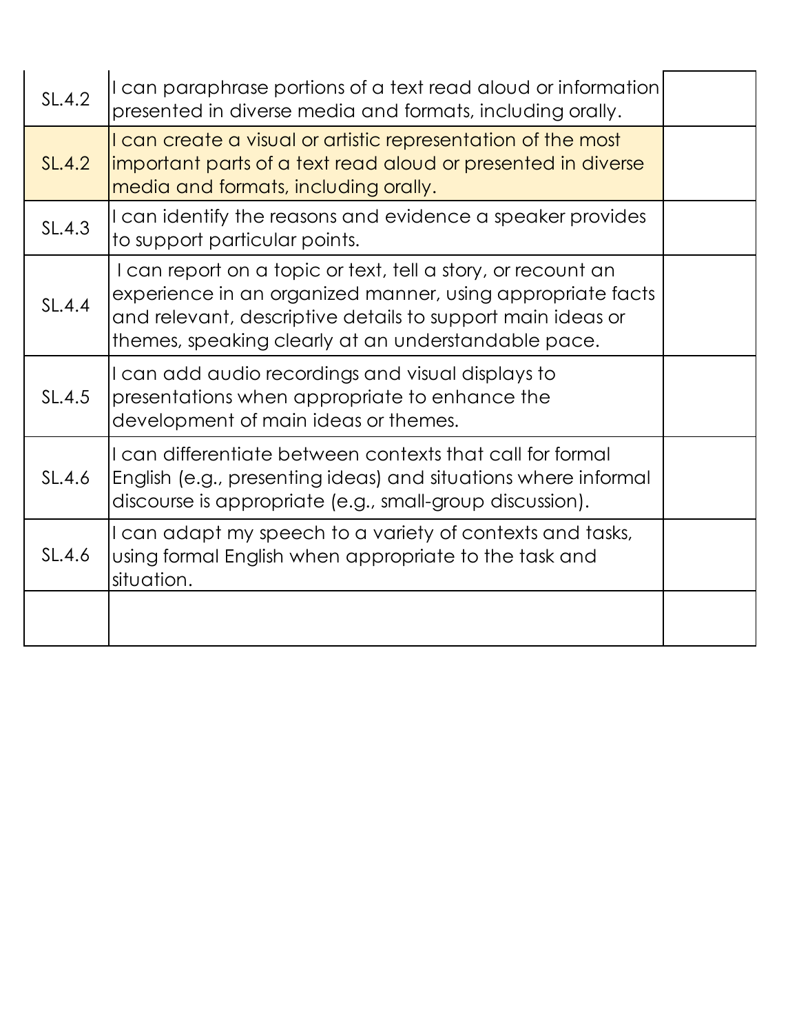| | | |
|---|---|---|
| SL.4.2 | I can paraphrase portions of a text read aloud or information presented in diverse media and formats, including orally. | |
| SL.4.2 | I can create a visual or artistic representation of the most important parts of a text read aloud or presented in diverse media and formats, including orally. | |
| SL.4.3 | I can identify the reasons and evidence a speaker provides to support particular points. | |
| SL.4.4 | I can report on a topic or text, tell a story, or recount an experience in an organized manner, using appropriate facts and relevant, descriptive details to support main ideas or themes, speaking clearly at an understandable pace. | |
| SL.4.5 | I can add audio recordings and visual displays to presentations when appropriate to enhance the development of main ideas or themes. | |
| SL.4.6 | I can differentiate between contexts that call for formal English (e.g., presenting ideas) and situations where informal discourse is appropriate (e.g., small-group discussion). | |
| SL.4.6 | I can adapt my speech to a variety of contexts and tasks, using formal English when appropriate to the task and situation. | |
| | | |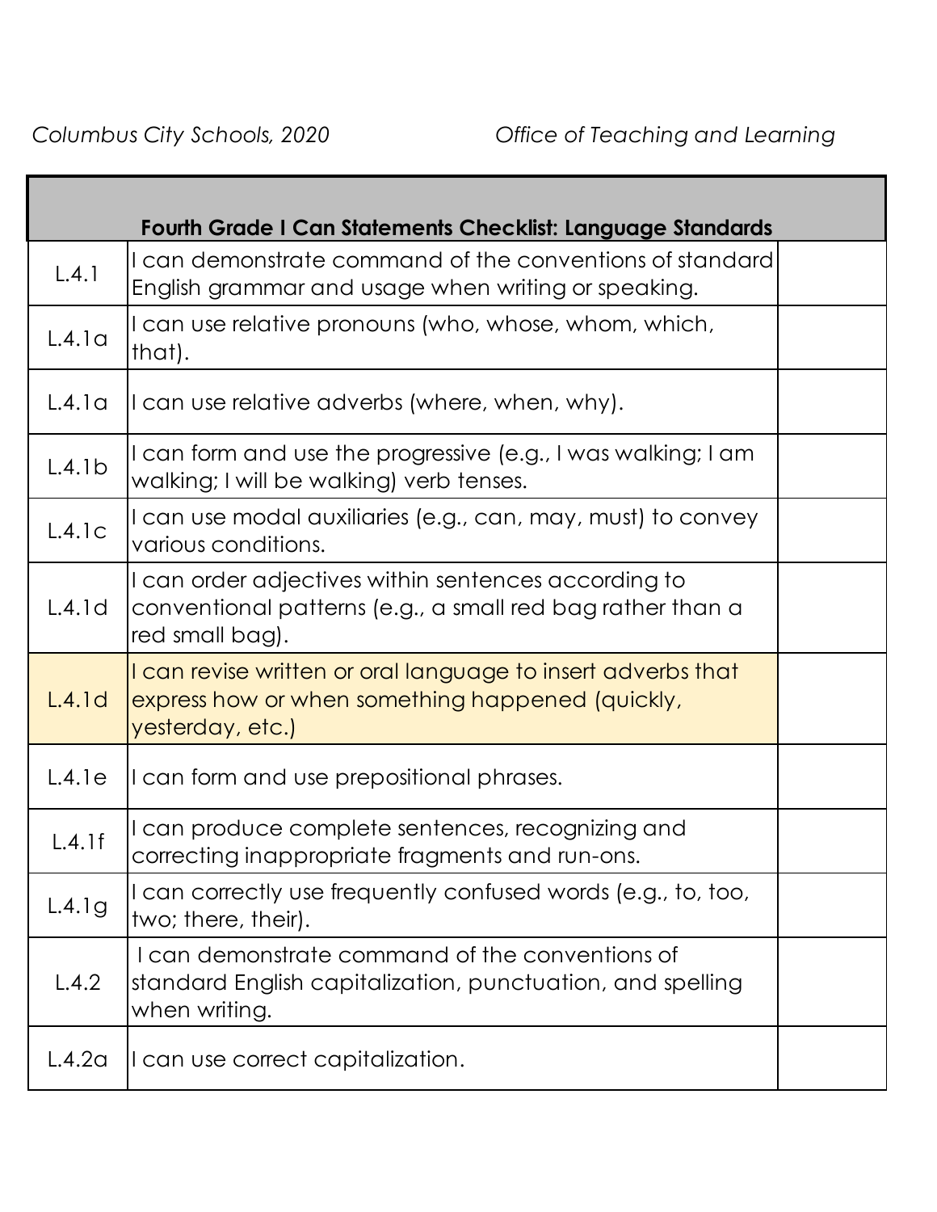| Fourth Grade I Can Statements Checklist: Language Standards | | |
|---|---|---|
| L.4.1 | I can demonstrate command of the conventions of standard English grammar and usage when writing or speaking. | |
| L.4.1a | I can use relative pronouns (who, whose, whom, which, that). | |
| L.4.1a | I can use relative adverbs (where, when, why). | |
| L.4.1b | I can form and use the progressive (e.g., I was walking; I am walking; I will be walking) verb tenses. | |
| L.4.1c | I can use modal auxiliaries (e.g., can, may, must) to convey various conditions. | |
| L.4.1d | I can order adjectives within sentences according to conventional patterns (e.g., a small red bag rather than a red small bag). | |
| L.4.1d | I can revise written or oral language to insert adverbs that express how or when something happened (quickly, yesterday, etc.) | |
| L.4.1e | I can form and use prepositional phrases. | |
| L.4.1f | I can produce complete sentences, recognizing and correcting inappropriate fragments and run-ons. | |
| L.4.1g | I can correctly use frequently confused words (e.g., to, too, two; there, their). | |
| L.4.2 | I can demonstrate command of the conventions of standard English capitalization, punctuation, and spelling when writing. | |
| L.4.2a | I can use correct capitalization. | |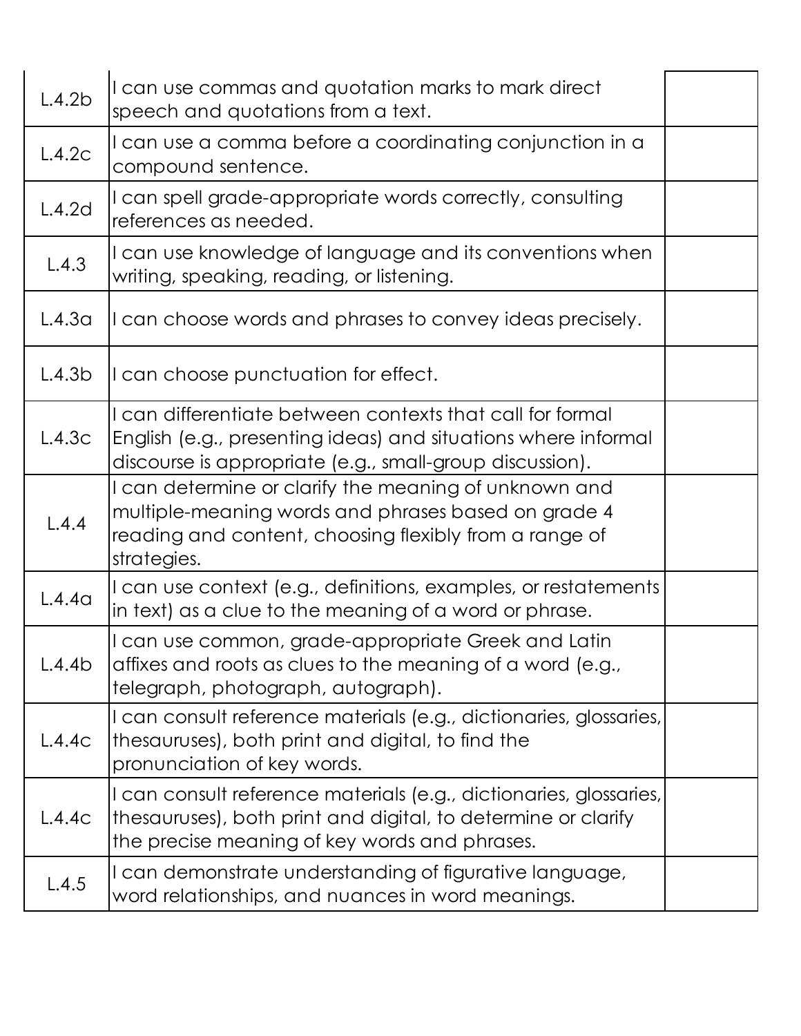| | | |
|---|---|---|
| L.4.2b | I can use commas and quotation marks to mark direct speech and quotations from a text. | |
| L.4.2c | I can use a comma before a coordinating conjunction in a compound sentence. | |
| L.4.2d | I can spell grade-appropriate words correctly, consulting references as needed. | |
| L.4.3 | I can use knowledge of language and its conventions when writing, speaking, reading, or listening. | |
| L.4.3a | I can choose words and phrases to convey ideas precisely. | |
| L.4.3b | I can choose punctuation for effect. | |
| L.4.3c | I can differentiate between contexts that call for formal English (e.g., presenting ideas) and situations where informal discourse is appropriate (e.g., small-group discussion). | |
| L.4.4 | I can determine or clarify the meaning of unknown and multiple-meaning words and phrases based on grade 4 reading and content, choosing flexibly from a range of strategies. | |
| L.4.4a | I can use context (e.g., definitions, examples, or restatements in text) as a clue to the meaning of a word or phrase. | |
| L.4.4b | I can use common, grade-appropriate Greek and Latin affixes and roots as clues to the meaning of a word (e.g., telegraph, photograph, autograph). | |
| L.4.4c | I can consult reference materials (e.g., dictionaries, glossaries, thesauruses), both print and digital, to find the pronunciation of key words. | |
| L.4.4c | I can consult reference materials (e.g., dictionaries, glossaries, thesauruses), both print and digital, to determine or clarify the precise meaning of key words and phrases. | |
| L.4.5 | I can demonstrate understanding of figurative language, word relationships, and nuances in word meanings. | |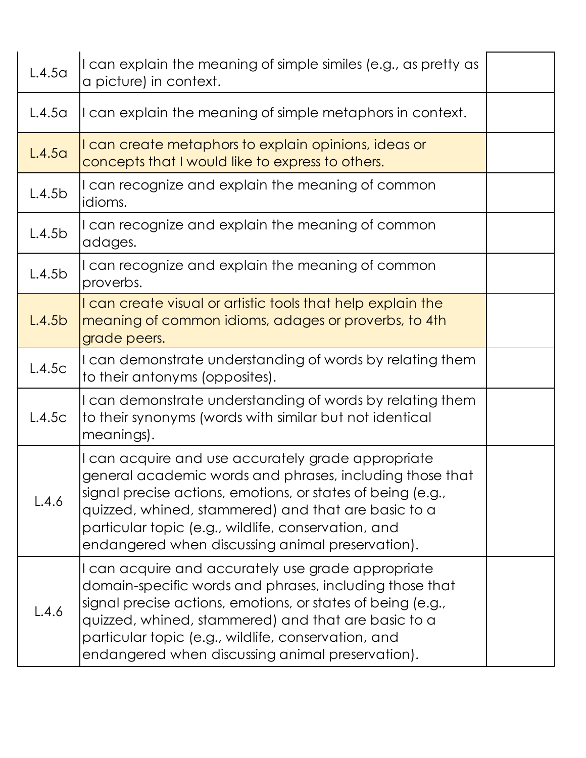| | | |
|---|---|---|
| L.4.5a | I can explain the meaning of simple similes (e.g., as pretty as a picture) in context. | |
| L.4.5a | I can explain the meaning of simple metaphors in context. | |
| L.4.5a | I can create metaphors to explain opinions, ideas or concepts that I would like to express to others. | |
| L.4.5b | I can recognize and explain the meaning of common idioms. | |
| L.4.5b | I can recognize and explain the meaning of common adages. | |
| L.4.5b | I can recognize and explain the meaning of common proverbs. | |
| L.4.5b | I can create visual or artistic tools that help explain the meaning of common idioms, adages or proverbs, to 4th grade peers. | |
| L.4.5c | I can demonstrate understanding of words by relating them to their antonyms (opposites). | |
| L.4.5c | I can demonstrate understanding of words by relating them to their synonyms (words with similar but not identical meanings). | |
| L.4.6 | I can acquire and use accurately grade appropriate general academic words and phrases, including those that signal precise actions, emotions, or states of being (e.g., quizzed, whined, stammered) and that are basic to a particular topic (e.g., wildlife, conservation, and endangered when discussing animal preservation). | |
| L.4.6 | I can acquire and accurately use grade appropriate domain-specific words and phrases, including those that signal precise actions, emotions, or states of being (e.g., quizzed, whined, stammered) and that are basic to a particular topic (e.g., wildlife, conservation, and endangered when discussing animal preservation). | |